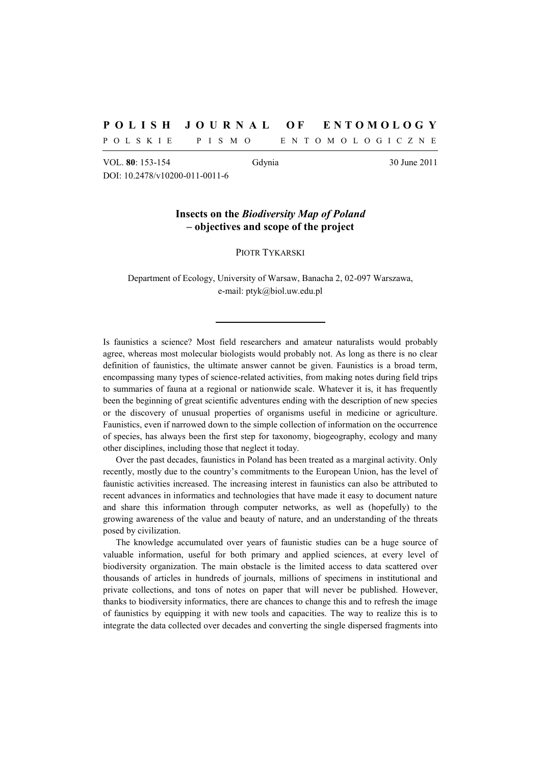# Insects on the *Biodiversity Map of Poland* – objectives and scope of the project

PIOTR TYKARSKI

Department of Ecology, University of Warsaw, Banacha 2, 02-097 Warszawa, e-mail: ptyk@biol.uw.edu.pl

Is faunistics a science? Most field researchers and amateur naturalists would probably agree, whereas most molecular biologists would probably not. As long as there is no clear definition of faunistics, the ultimate answer cannot be given. Faunistics is a broad term, encompassing many types of science-related activities, from making notes during field trips to summaries of fauna at a regional or nationwide scale. Whatever it is, it has frequently been the beginning of great scientific adventures ending with the description of new species or the discovery of unusual properties of organisms useful in medicine or agriculture. Faunistics, even if narrowed down to the simple collection of information on the occurrence of species, has always been the first step for taxonomy, biogeography, ecology and many other disciplines, including those that neglect it today.

Over the past decades, faunistics in Poland has been treated as a marginal activity. Only recently, mostly due to the country's commitments to the European Union, has the level of faunistic activities increased. The increasing interest in faunistics can also be attributed to recent advances in informatics and technologies that have made it easy to document nature and share this information through computer networks, as well as (hopefully) to the growing awareness of the value and beauty of nature, and an understanding of the threats posed by civilization.

The knowledge accumulated over years of faunistic studies can be a huge source of valuable information, useful for both primary and applied sciences, at every level of biodiversity organization. The main obstacle is the limited access to data scattered over thousands of articles in hundreds of journals, millions of specimens in institutional and private collections, and tons of notes on paper that will never be published. However, thanks to biodiversity informatics, there are chances to change this and to refresh the image of faunistics by equipping it with new tools and capacities. The way to realize this is to integrate the data collected over decades and converting the single dispersed fragments into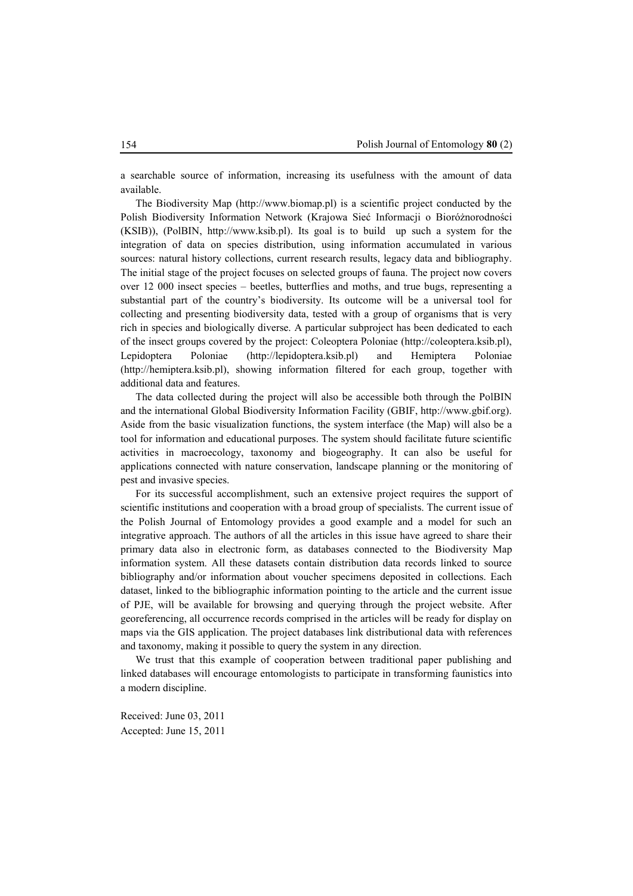a searchable source of information, increasing its usefulness with the amount of data available.

The Biodiversity Map (http://www.biomap.pl) is a scientific project conducted by the Polish Biodiversity Information Network (Krajowa Sieć Informacji o Bioróżnorodności (KSIB)), (PolBIN, http://www.ksib.pl). Its goal is to build up such a system for the integration of data on species distribution, using information accumulated in various sources: natural history collections, current research results, legacy data and bibliography. The initial stage of the project focuses on selected groups of fauna. The project now covers over 12 000 insect species – beetles, butterflies and moths, and true bugs, representing a substantial part of the country's biodiversity. Its outcome will be a universal tool for collecting and presenting biodiversity data, tested with a group of organisms that is very rich in species and biologically diverse. A particular subproject has been dedicated to each of the insect groups covered by the project: Coleoptera Poloniae (http://coleoptera.ksib.pl), Lepidoptera Poloniae (http://lepidoptera.ksib.pl) and Hemiptera Poloniae (http://hemiptera.ksib.pl), showing information filtered for each group, together with additional data and features.

The data collected during the project will also be accessible both through the PolBIN and the international Global Biodiversity Information Facility (GBIF, http://www.gbif.org). Aside from the basic visualization functions, the system interface (the Map) will also be a tool for information and educational purposes. The system should facilitate future scientific activities in macroecology, taxonomy and biogeography. It can also be useful for applications connected with nature conservation, landscape planning or the monitoring of pest and invasive species.

For its successful accomplishment, such an extensive project requires the support of scientific institutions and cooperation with a broad group of specialists. The current issue of the Polish Journal of Entomology provides a good example and a model for such an integrative approach. The authors of all the articles in this issue have agreed to share their primary data also in electronic form, as databases connected to the Biodiversity Map information system. All these datasets contain distribution data records linked to source bibliography and/or information about voucher specimens deposited in collections. Each dataset, linked to the bibliographic information pointing to the article and the current issue of PJE, will be available for browsing and querying through the project website. After georeferencing, all occurrence records comprised in the articles will be ready for display on maps via the GIS application. The project databases link distributional data with references and taxonomy, making it possible to query the system in any direction.

We trust that this example of cooperation between traditional paper publishing and linked databases will encourage entomologists to participate in transforming faunistics into a modern discipline.

Received: June 03, 2011
Accepted: June 15, 2011